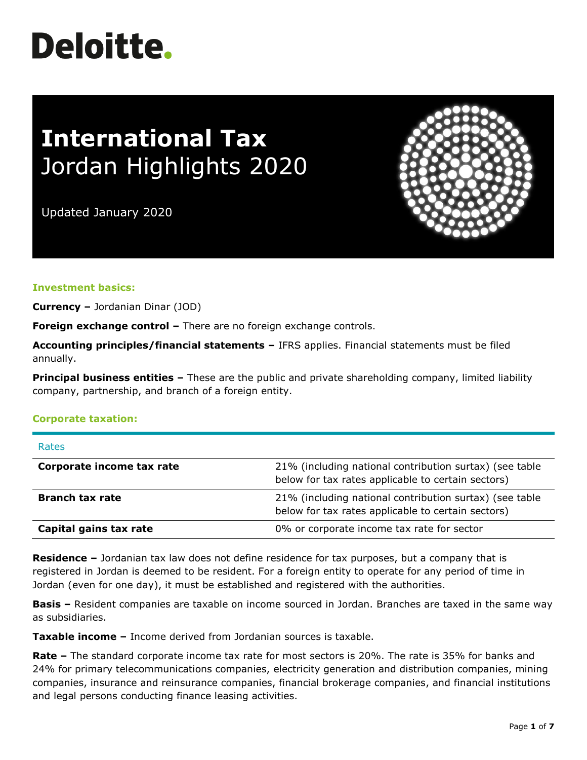Deloitte.

# International Tax
## Jordan Highlights 2020

Updated January 2020

### Investment basics:

**Currency –** Jordanian Dinar (JOD)

**Foreign exchange control –** There are no foreign exchange controls.

**Accounting principles/financial statements –** IFRS applies. Financial statements must be filed annually.

**Principal business entities –** These are the public and private shareholding company, limited liability company, partnership, and branch of a foreign entity.

### Corporate taxation:

| Rates | |
|---|---|
| **Corporate income tax rate** | 21% (including national contribution surtax) (see table below for tax rates applicable to certain sectors) |
| **Branch tax rate** | 21% (including national contribution surtax) (see table below for tax rates applicable to certain sectors) |
| **Capital gains tax rate** | 0% or corporate income tax rate for sector |

**Residence –** Jordanian tax law does not define residence for tax purposes, but a company that is registered in Jordan is deemed to be resident. For a foreign entity to operate for any period of time in Jordan (even for one day), it must be established and registered with the authorities.

**Basis –** Resident companies are taxable on income sourced in Jordan. Branches are taxed in the same way as subsidiaries.

**Taxable income –** Income derived from Jordanian sources is taxable.

**Rate –** The standard corporate income tax rate for most sectors is 20%. The rate is 35% for banks and 24% for primary telecommunications companies, electricity generation and distribution companies, mining companies, insurance and reinsurance companies, financial brokerage companies, and financial institutions and legal persons conducting finance leasing activities.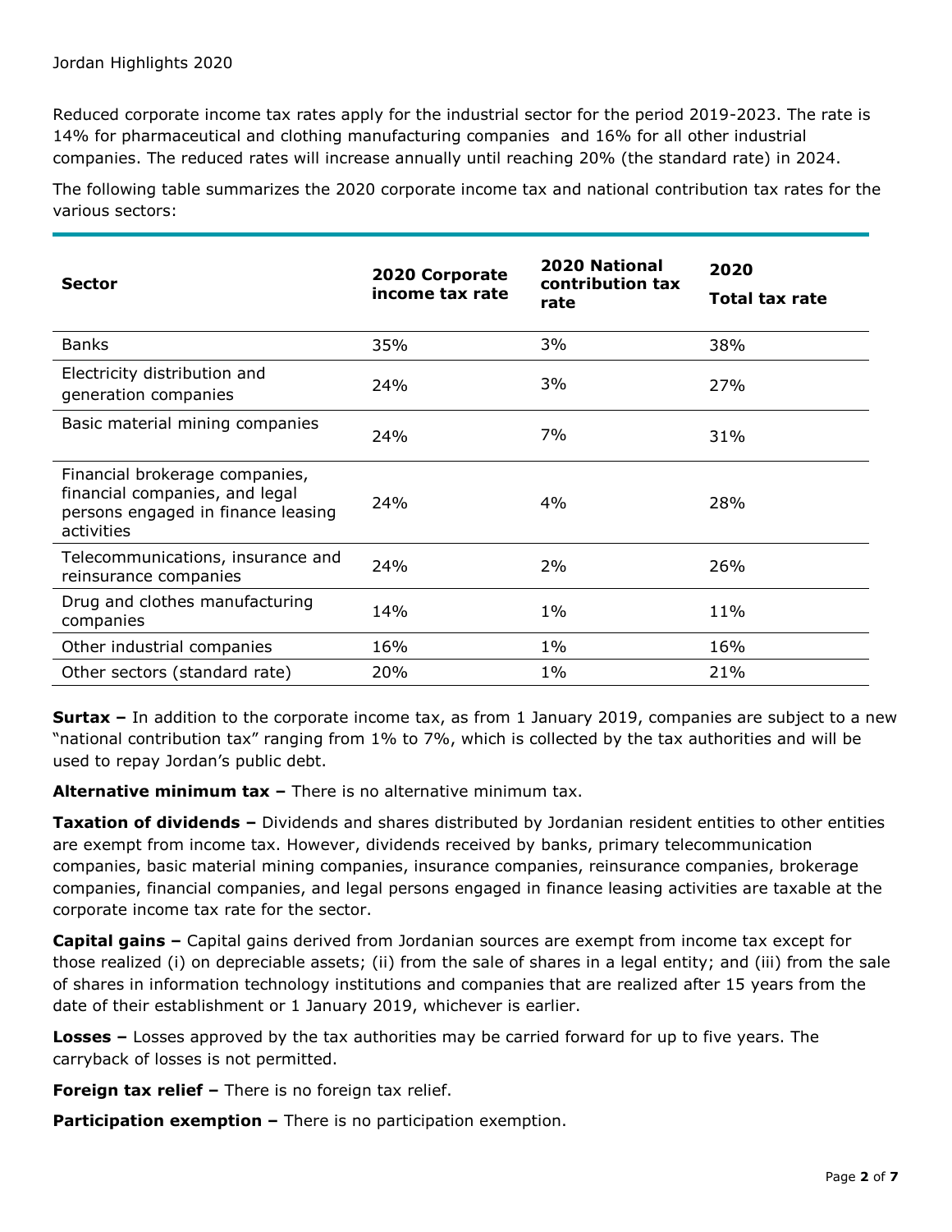Jordan Highlights 2020

Reduced corporate income tax rates apply for the industrial sector for the period 2019-2023. The rate is 14% for pharmaceutical and clothing manufacturing companies and 16% for all other industrial companies. The reduced rates will increase annually until reaching 20% (the standard rate) in 2024.

The following table summarizes the 2020 corporate income tax and national contribution tax rates for the various sectors:

| Sector | 2020 Corporate income tax rate | 2020 National contribution tax rate | 2020 Total tax rate |
|---|---|---|---|
| Banks | 35% | 3% | 38% |
| Electricity distribution and generation companies | 24% | 3% | 27% |
| Basic material mining companies | 24% | 7% | 31% |
| Financial brokerage companies, financial companies, and legal persons engaged in finance leasing activities | 24% | 4% | 28% |
| Telecommunications, insurance and reinsurance companies | 24% | 2% | 26% |
| Drug and clothes manufacturing companies | 14% | 1% | 11% |
| Other industrial companies | 16% | 1% | 16% |
| Other sectors (standard rate) | 20% | 1% | 21% |

**Surtax –** In addition to the corporate income tax, as from 1 January 2019, companies are subject to a new "national contribution tax" ranging from 1% to 7%, which is collected by the tax authorities and will be used to repay Jordan's public debt.

**Alternative minimum tax –** There is no alternative minimum tax.

**Taxation of dividends –** Dividends and shares distributed by Jordanian resident entities to other entities are exempt from income tax. However, dividends received by banks, primary telecommunication companies, basic material mining companies, insurance companies, reinsurance companies, brokerage companies, financial companies, and legal persons engaged in finance leasing activities are taxable at the corporate income tax rate for the sector.

**Capital gains –** Capital gains derived from Jordanian sources are exempt from income tax except for those realized (i) on depreciable assets; (ii) from the sale of shares in a legal entity; and (iii) from the sale of shares in information technology institutions and companies that are realized after 15 years from the date of their establishment or 1 January 2019, whichever is earlier.

**Losses –** Losses approved by the tax authorities may be carried forward for up to five years. The carryback of losses is not permitted.

**Foreign tax relief –** There is no foreign tax relief.

**Participation exemption –** There is no participation exemption.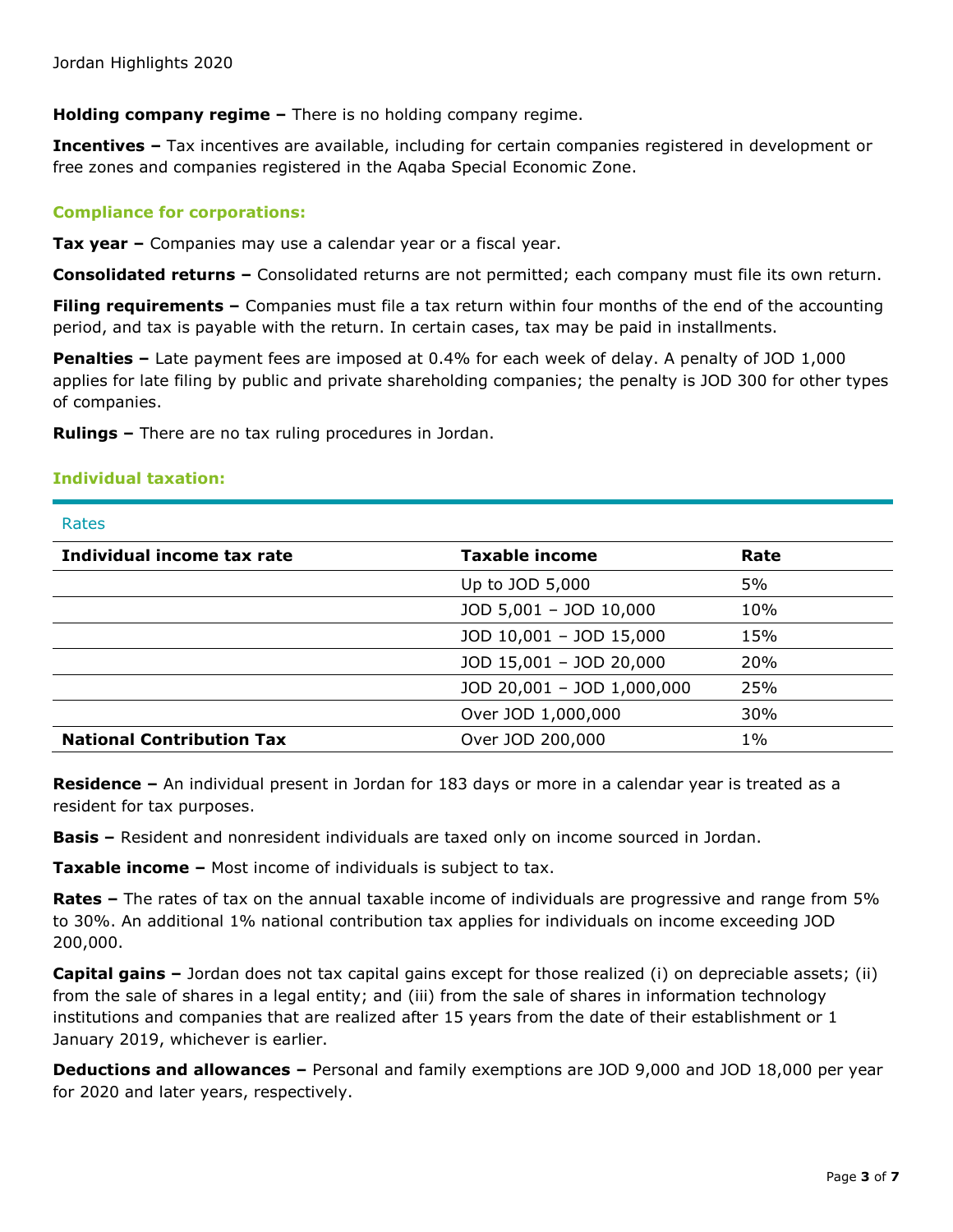**Holding company regime –** There is no holding company regime.

**Incentives –** Tax incentives are available, including for certain companies registered in development or free zones and companies registered in the Aqaba Special Economic Zone.

### Compliance for corporations:

**Tax year –** Companies may use a calendar year or a fiscal year.

**Consolidated returns –** Consolidated returns are not permitted; each company must file its own return.

**Filing requirements –** Companies must file a tax return within four months of the end of the accounting period, and tax is payable with the return. In certain cases, tax may be paid in installments.

**Penalties –** Late payment fees are imposed at 0.4% for each week of delay. A penalty of JOD 1,000 applies for late filing by public and private shareholding companies; the penalty is JOD 300 for other types of companies.

**Rulings –** There are no tax ruling procedures in Jordan.

### Individual taxation:

Rates

| Individual income tax rate | Taxable income | Rate |
|---|---|---|
| | Up to JOD 5,000 | 5% |
| | JOD 5,001 – JOD 10,000 | 10% |
| | JOD 10,001 – JOD 15,000 | 15% |
| | JOD 15,001 – JOD 20,000 | 20% |
| | JOD 20,001 – JOD 1,000,000 | 25% |
| | Over JOD 1,000,000 | 30% |
| **National Contribution Tax** | Over JOD 200,000 | 1% |

**Residence –** An individual present in Jordan for 183 days or more in a calendar year is treated as a resident for tax purposes.

**Basis –** Resident and nonresident individuals are taxed only on income sourced in Jordan.

**Taxable income –** Most income of individuals is subject to tax.

**Rates –** The rates of tax on the annual taxable income of individuals are progressive and range from 5% to 30%. An additional 1% national contribution tax applies for individuals on income exceeding JOD 200,000.

**Capital gains –** Jordan does not tax capital gains except for those realized (i) on depreciable assets; (ii) from the sale of shares in a legal entity; and (iii) from the sale of shares in information technology institutions and companies that are realized after 15 years from the date of their establishment or 1 January 2019, whichever is earlier.

**Deductions and allowances –** Personal and family exemptions are JOD 9,000 and JOD 18,000 per year for 2020 and later years, respectively.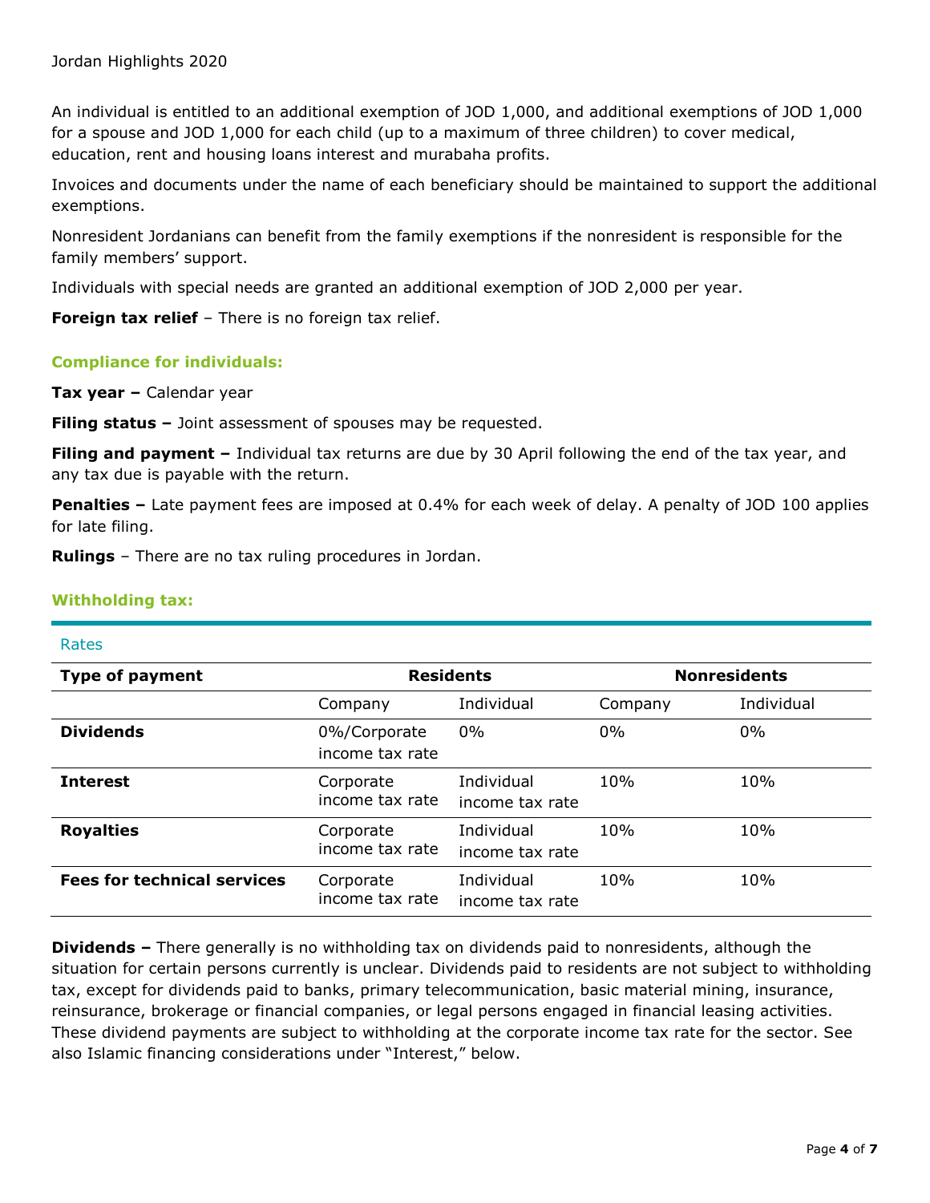An individual is entitled to an additional exemption of JOD 1,000, and additional exemptions of JOD 1,000 for a spouse and JOD 1,000 for each child (up to a maximum of three children) to cover medical, education, rent and housing loans interest and murabaha profits.

Invoices and documents under the name of each beneficiary should be maintained to support the additional exemptions.

Nonresident Jordanians can benefit from the family exemptions if the nonresident is responsible for the family members' support.

Individuals with special needs are granted an additional exemption of JOD 2,000 per year.

**Foreign tax relief** – There is no foreign tax relief.

### Compliance for individuals:

**Tax year –** Calendar year

**Filing status –** Joint assessment of spouses may be requested.

**Filing and payment –** Individual tax returns are due by 30 April following the end of the tax year, and any tax due is payable with the return.

**Penalties –** Late payment fees are imposed at 0.4% for each week of delay. A penalty of JOD 100 applies for late filing.

**Rulings** – There are no tax ruling procedures in Jordan.

### Withholding tax:

Rates

| Type of payment | Residents | | Nonresidents | |
|---|---|---|---|---|
| | Company | Individual | Company | Individual |
| **Dividends** | 0%/Corporate income tax rate | 0% | 0% | 0% |
| **Interest** | Corporate income tax rate | Individual income tax rate | 10% | 10% |
| **Royalties** | Corporate income tax rate | Individual income tax rate | 10% | 10% |
| **Fees for technical services** | Corporate income tax rate | Individual income tax rate | 10% | 10% |

**Dividends –** There generally is no withholding tax on dividends paid to nonresidents, although the situation for certain persons currently is unclear. Dividends paid to residents are not subject to withholding tax, except for dividends paid to banks, primary telecommunication, basic material mining, insurance, reinsurance, brokerage or financial companies, or legal persons engaged in financial leasing activities. These dividend payments are subject to withholding at the corporate income tax rate for the sector. See also Islamic financing considerations under "Interest," below.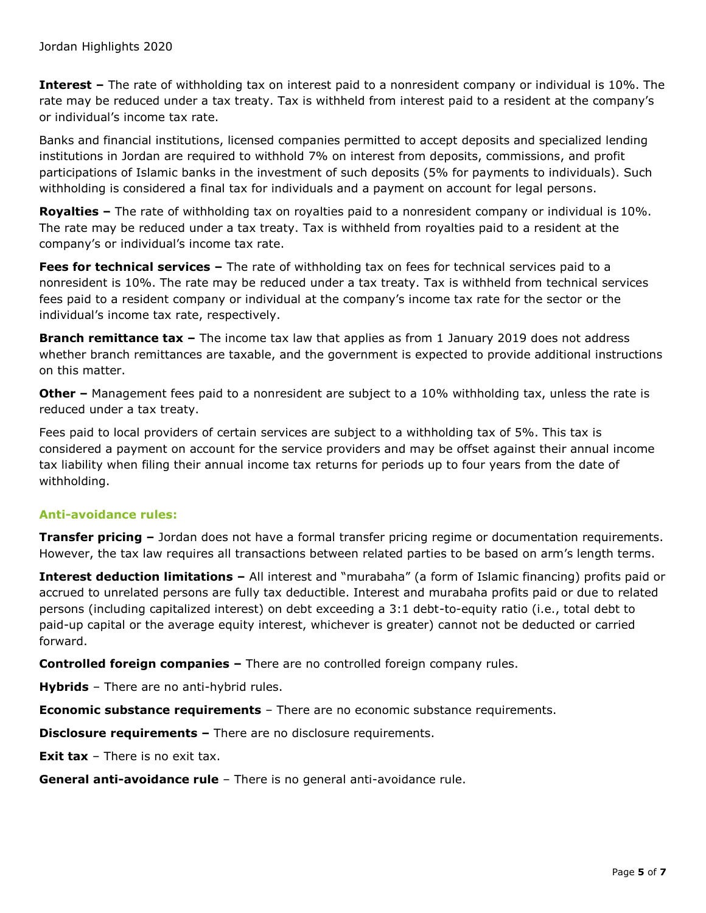**Interest –** The rate of withholding tax on interest paid to a nonresident company or individual is 10%. The rate may be reduced under a tax treaty. Tax is withheld from interest paid to a resident at the company's or individual's income tax rate.

Banks and financial institutions, licensed companies permitted to accept deposits and specialized lending institutions in Jordan are required to withhold 7% on interest from deposits, commissions, and profit participations of Islamic banks in the investment of such deposits (5% for payments to individuals). Such withholding is considered a final tax for individuals and a payment on account for legal persons.

**Royalties –** The rate of withholding tax on royalties paid to a nonresident company or individual is 10%. The rate may be reduced under a tax treaty. Tax is withheld from royalties paid to a resident at the company's or individual's income tax rate.

**Fees for technical services –** The rate of withholding tax on fees for technical services paid to a nonresident is 10%. The rate may be reduced under a tax treaty. Tax is withheld from technical services fees paid to a resident company or individual at the company's income tax rate for the sector or the individual's income tax rate, respectively.

**Branch remittance tax –** The income tax law that applies as from 1 January 2019 does not address whether branch remittances are taxable, and the government is expected to provide additional instructions on this matter.

**Other –** Management fees paid to a nonresident are subject to a 10% withholding tax, unless the rate is reduced under a tax treaty.

Fees paid to local providers of certain services are subject to a withholding tax of 5%. This tax is considered a payment on account for the service providers and may be offset against their annual income tax liability when filing their annual income tax returns for periods up to four years from the date of withholding.

### Anti-avoidance rules:

**Transfer pricing –** Jordan does not have a formal transfer pricing regime or documentation requirements. However, the tax law requires all transactions between related parties to be based on arm's length terms.

**Interest deduction limitations –** All interest and "murabaha" (a form of Islamic financing) profits paid or accrued to unrelated persons are fully tax deductible. Interest and murabaha profits paid or due to related persons (including capitalized interest) on debt exceeding a 3:1 debt-to-equity ratio (i.e., total debt to paid-up capital or the average equity interest, whichever is greater) cannot not be deducted or carried forward.

**Controlled foreign companies –** There are no controlled foreign company rules.

**Hybrids** – There are no anti-hybrid rules.

**Economic substance requirements** – There are no economic substance requirements.

**Disclosure requirements –** There are no disclosure requirements.

**Exit tax** – There is no exit tax.

**General anti-avoidance rule** – There is no general anti-avoidance rule.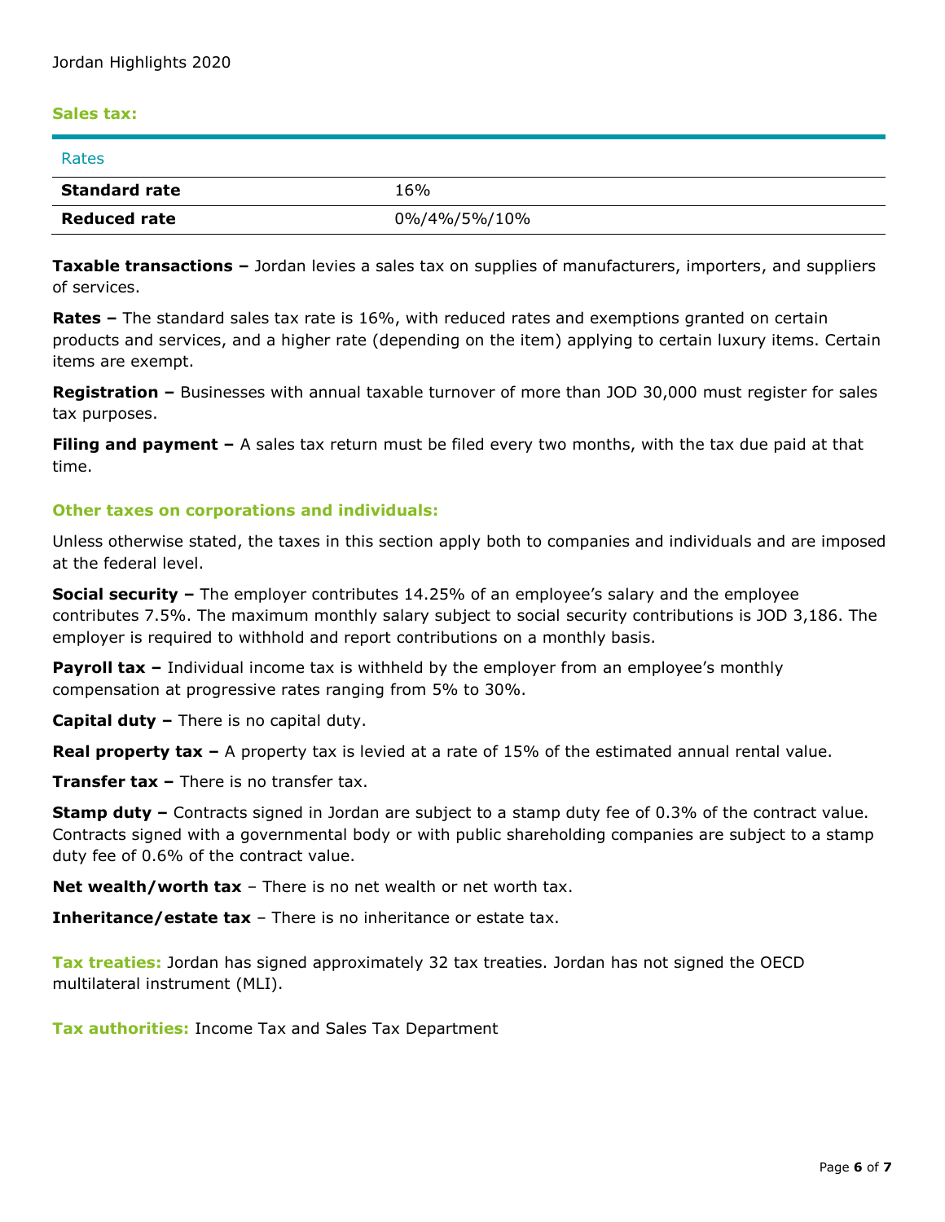## Sales tax:

| Rates | |
|---|---|
| **Standard rate** | 16% |
| **Reduced rate** | 0%/4%/5%/10% |

**Taxable transactions –** Jordan levies a sales tax on supplies of manufacturers, importers, and suppliers of services.

**Rates –** The standard sales tax rate is 16%, with reduced rates and exemptions granted on certain products and services, and a higher rate (depending on the item) applying to certain luxury items. Certain items are exempt.

**Registration –** Businesses with annual taxable turnover of more than JOD 30,000 must register for sales tax purposes.

**Filing and payment –** A sales tax return must be filed every two months, with the tax due paid at that time.

## Other taxes on corporations and individuals:

Unless otherwise stated, the taxes in this section apply both to companies and individuals and are imposed at the federal level.

**Social security –** The employer contributes 14.25% of an employee's salary and the employee contributes 7.5%. The maximum monthly salary subject to social security contributions is JOD 3,186. The employer is required to withhold and report contributions on a monthly basis.

**Payroll tax –** Individual income tax is withheld by the employer from an employee's monthly compensation at progressive rates ranging from 5% to 30%.

**Capital duty –** There is no capital duty.

**Real property tax –** A property tax is levied at a rate of 15% of the estimated annual rental value.

**Transfer tax –** There is no transfer tax.

**Stamp duty –** Contracts signed in Jordan are subject to a stamp duty fee of 0.3% of the contract value. Contracts signed with a governmental body or with public shareholding companies are subject to a stamp duty fee of 0.6% of the contract value.

**Net wealth/worth tax** – There is no net wealth or net worth tax.

**Inheritance/estate tax** – There is no inheritance or estate tax.

**Tax treaties:** Jordan has signed approximately 32 tax treaties. Jordan has not signed the OECD multilateral instrument (MLI).

**Tax authorities:** Income Tax and Sales Tax Department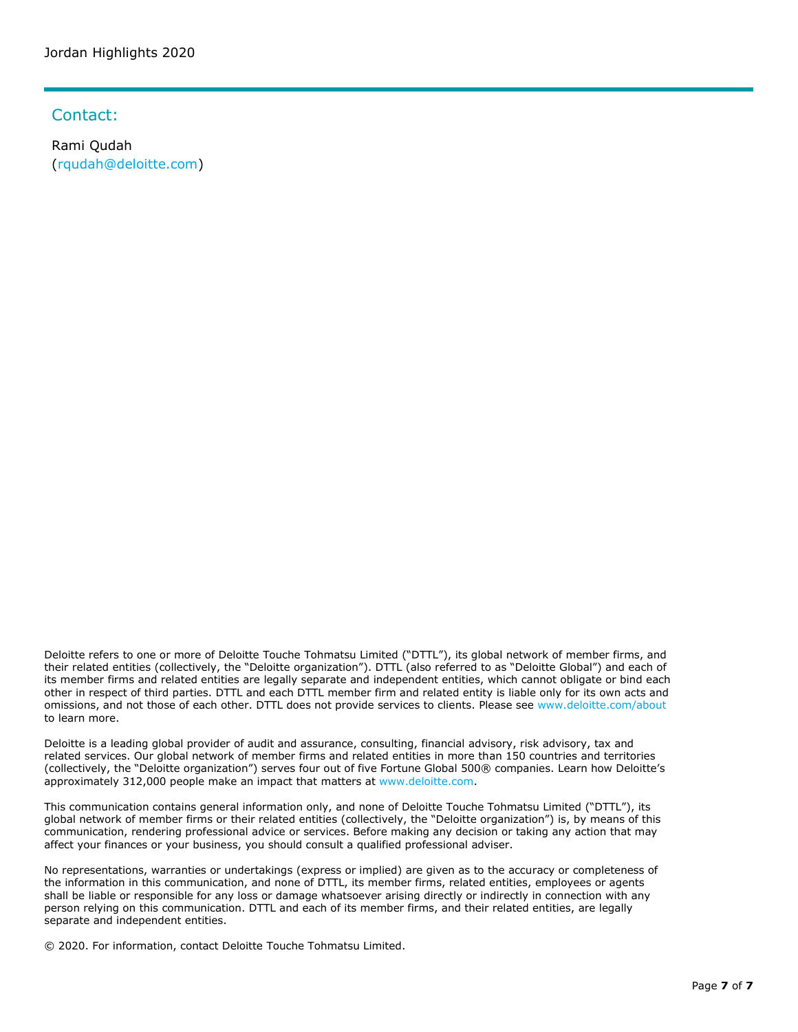## Contact:

Rami Qudah
(rqudah@deloitte.com)

Deloitte refers to one or more of Deloitte Touche Tohmatsu Limited ("DTTL"), its global network of member firms, and their related entities (collectively, the "Deloitte organization"). DTTL (also referred to as "Deloitte Global") and each of its member firms and related entities are legally separate and independent entities, which cannot obligate or bind each other in respect of third parties. DTTL and each DTTL member firm and related entity is liable only for its own acts and omissions, and not those of each other. DTTL does not provide services to clients. Please see www.deloitte.com/about to learn more.

Deloitte is a leading global provider of audit and assurance, consulting, financial advisory, risk advisory, tax and related services. Our global network of member firms and related entities in more than 150 countries and territories (collectively, the "Deloitte organization") serves four out of five Fortune Global 500® companies. Learn how Deloitte's approximately 312,000 people make an impact that matters at www.deloitte.com.

This communication contains general information only, and none of Deloitte Touche Tohmatsu Limited ("DTTL"), its global network of member firms or their related entities (collectively, the "Deloitte organization") is, by means of this communication, rendering professional advice or services. Before making any decision or taking any action that may affect your finances or your business, you should consult a qualified professional adviser.

No representations, warranties or undertakings (express or implied) are given as to the accuracy or completeness of the information in this communication, and none of DTTL, its member firms, related entities, employees or agents shall be liable or responsible for any loss or damage whatsoever arising directly or indirectly in connection with any person relying on this communication. DTTL and each of its member firms, and their related entities, are legally separate and independent entities.

© 2020. For information, contact Deloitte Touche Tohmatsu Limited.